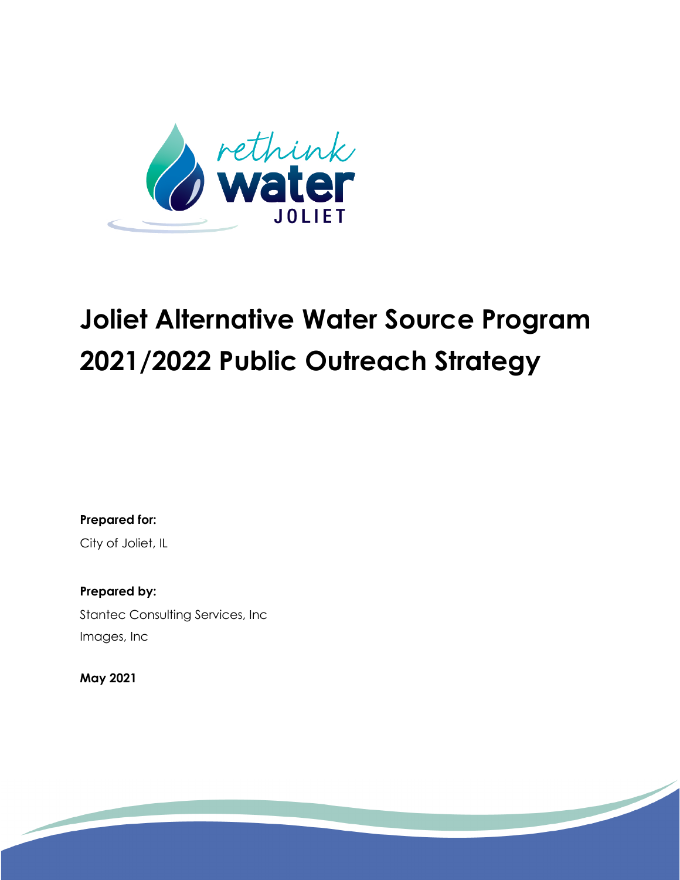rethink water JOLIET

# Joliet Alternative Water Source Program 2021/2022 Public Outreach Strategy

**Prepared for:**

City of Joliet, IL

**Prepared by:**

Stantec Consulting Services, Inc

Images, Inc

**May 2021**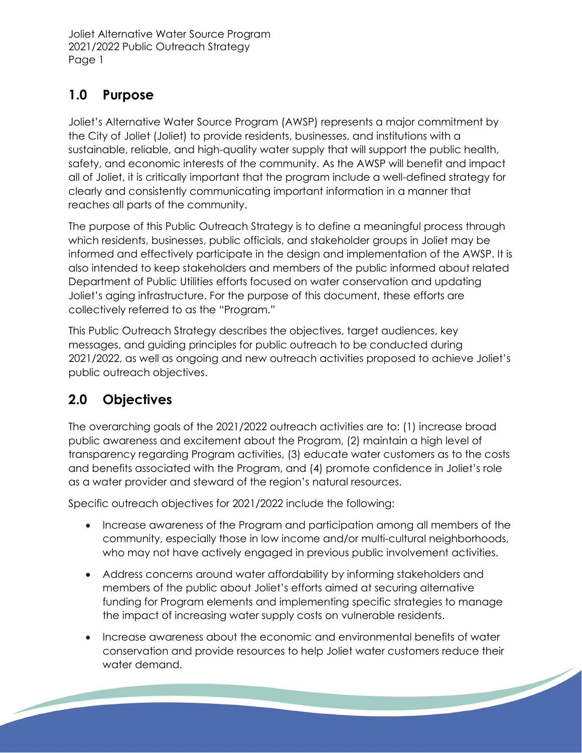## 1.0 Purpose

Joliet's Alternative Water Source Program (AWSP) represents a major commitment by the City of Joliet (Joliet) to provide residents, businesses, and institutions with a sustainable, reliable, and high-quality water supply that will support the public health, safety, and economic interests of the community. As the AWSP will benefit and impact all of Joliet, it is critically important that the program include a well-defined strategy for clearly and consistently communicating important information in a manner that reaches all parts of the community.

The purpose of this Public Outreach Strategy is to define a meaningful process through which residents, businesses, public officials, and stakeholder groups in Joliet may be informed and effectively participate in the design and implementation of the AWSP. It is also intended to keep stakeholders and members of the public informed about related Department of Public Utilities efforts focused on water conservation and updating Joliet's aging infrastructure. For the purpose of this document, these efforts are collectively referred to as the "Program."

This Public Outreach Strategy describes the objectives, target audiences, key messages, and guiding principles for public outreach to be conducted during 2021/2022, as well as ongoing and new outreach activities proposed to achieve Joliet's public outreach objectives.

## 2.0 Objectives

The overarching goals of the 2021/2022 outreach activities are to: (1) increase broad public awareness and excitement about the Program, (2) maintain a high level of transparency regarding Program activities, (3) educate water customers as to the costs and benefits associated with the Program, and (4) promote confidence in Joliet's role as a water provider and steward of the region's natural resources.

Specific outreach objectives for 2021/2022 include the following:

- Increase awareness of the Program and participation among all members of the community, especially those in low income and/or multi-cultural neighborhoods, who may not have actively engaged in previous public involvement activities.
- Address concerns around water affordability by informing stakeholders and members of the public about Joliet's efforts aimed at securing alternative funding for Program elements and implementing specific strategies to manage the impact of increasing water supply costs on vulnerable residents.
- Increase awareness about the economic and environmental benefits of water conservation and provide resources to help Joliet water customers reduce their water demand.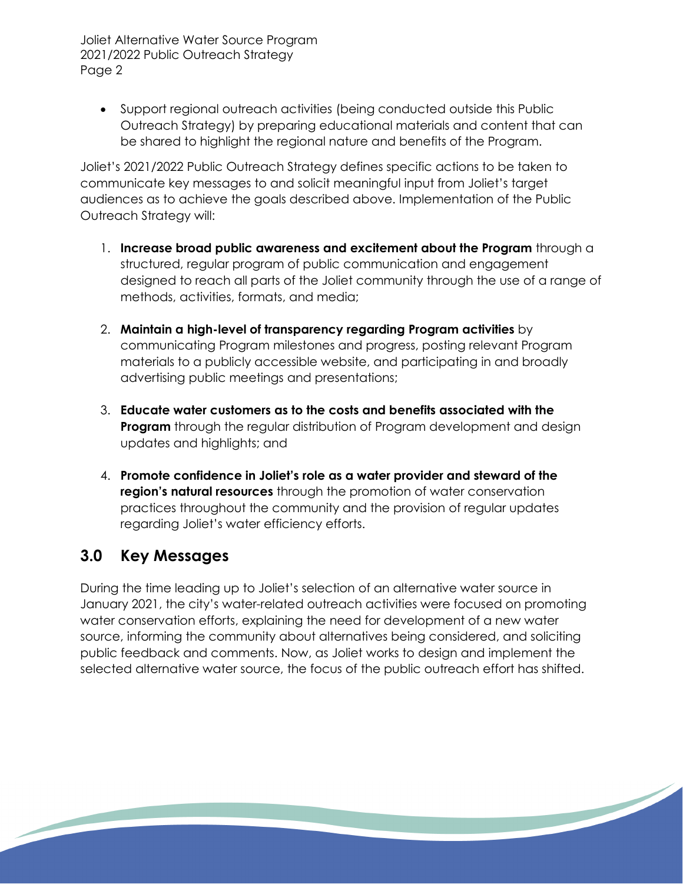- Support regional outreach activities (being conducted outside this Public Outreach Strategy) by preparing educational materials and content that can be shared to highlight the regional nature and benefits of the Program.

Joliet's 2021/2022 Public Outreach Strategy defines specific actions to be taken to communicate key messages to and solicit meaningful input from Joliet's target audiences as to achieve the goals described above. Implementation of the Public Outreach Strategy will:

1. **Increase broad public awareness and excitement about the Program** through a structured, regular program of public communication and engagement designed to reach all parts of the Joliet community through the use of a range of methods, activities, formats, and media;

2. **Maintain a high-level of transparency regarding Program activities** by communicating Program milestones and progress, posting relevant Program materials to a publicly accessible website, and participating in and broadly advertising public meetings and presentations;

3. **Educate water customers as to the costs and benefits associated with the Program** through the regular distribution of Program development and design updates and highlights; and

4. **Promote confidence in Joliet's role as a water provider and steward of the region's natural resources** through the promotion of water conservation practices throughout the community and the provision of regular updates regarding Joliet's water efficiency efforts.

## 3.0 Key Messages

During the time leading up to Joliet's selection of an alternative water source in January 2021, the city's water-related outreach activities were focused on promoting water conservation efforts, explaining the need for development of a new water source, informing the community about alternatives being considered, and soliciting public feedback and comments. Now, as Joliet works to design and implement the selected alternative water source, the focus of the public outreach effort has shifted.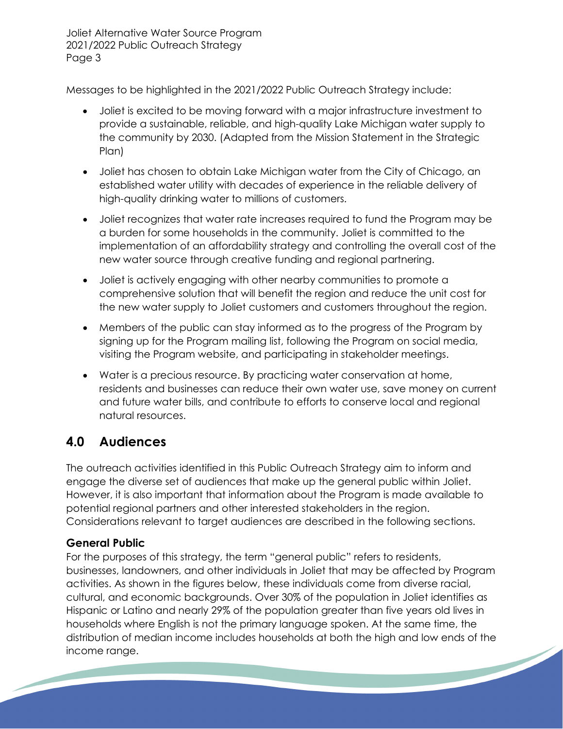Messages to be highlighted in the 2021/2022 Public Outreach Strategy include:

- Joliet is excited to be moving forward with a major infrastructure investment to provide a sustainable, reliable, and high-quality Lake Michigan water supply to the community by 2030. (Adapted from the Mission Statement in the Strategic Plan)
- Joliet has chosen to obtain Lake Michigan water from the City of Chicago, an established water utility with decades of experience in the reliable delivery of high-quality drinking water to millions of customers.
- Joliet recognizes that water rate increases required to fund the Program may be a burden for some households in the community. Joliet is committed to the implementation of an affordability strategy and controlling the overall cost of the new water source through creative funding and regional partnering.
- Joliet is actively engaging with other nearby communities to promote a comprehensive solution that will benefit the region and reduce the unit cost for the new water supply to Joliet customers and customers throughout the region.
- Members of the public can stay informed as to the progress of the Program by signing up for the Program mailing list, following the Program on social media, visiting the Program website, and participating in stakeholder meetings.
- Water is a precious resource. By practicing water conservation at home, residents and businesses can reduce their own water use, save money on current and future water bills, and contribute to efforts to conserve local and regional natural resources.

## 4.0 Audiences

The outreach activities identified in this Public Outreach Strategy aim to inform and engage the diverse set of audiences that make up the general public within Joliet. However, it is also important that information about the Program is made available to potential regional partners and other interested stakeholders in the region. Considerations relevant to target audiences are described in the following sections.

### General Public

For the purposes of this strategy, the term "general public" refers to residents, businesses, landowners, and other individuals in Joliet that may be affected by Program activities. As shown in the figures below, these individuals come from diverse racial, cultural, and economic backgrounds. Over 30% of the population in Joliet identifies as Hispanic or Latino and nearly 29% of the population greater than five years old lives in households where English is not the primary language spoken. At the same time, the distribution of median income includes households at both the high and low ends of the income range.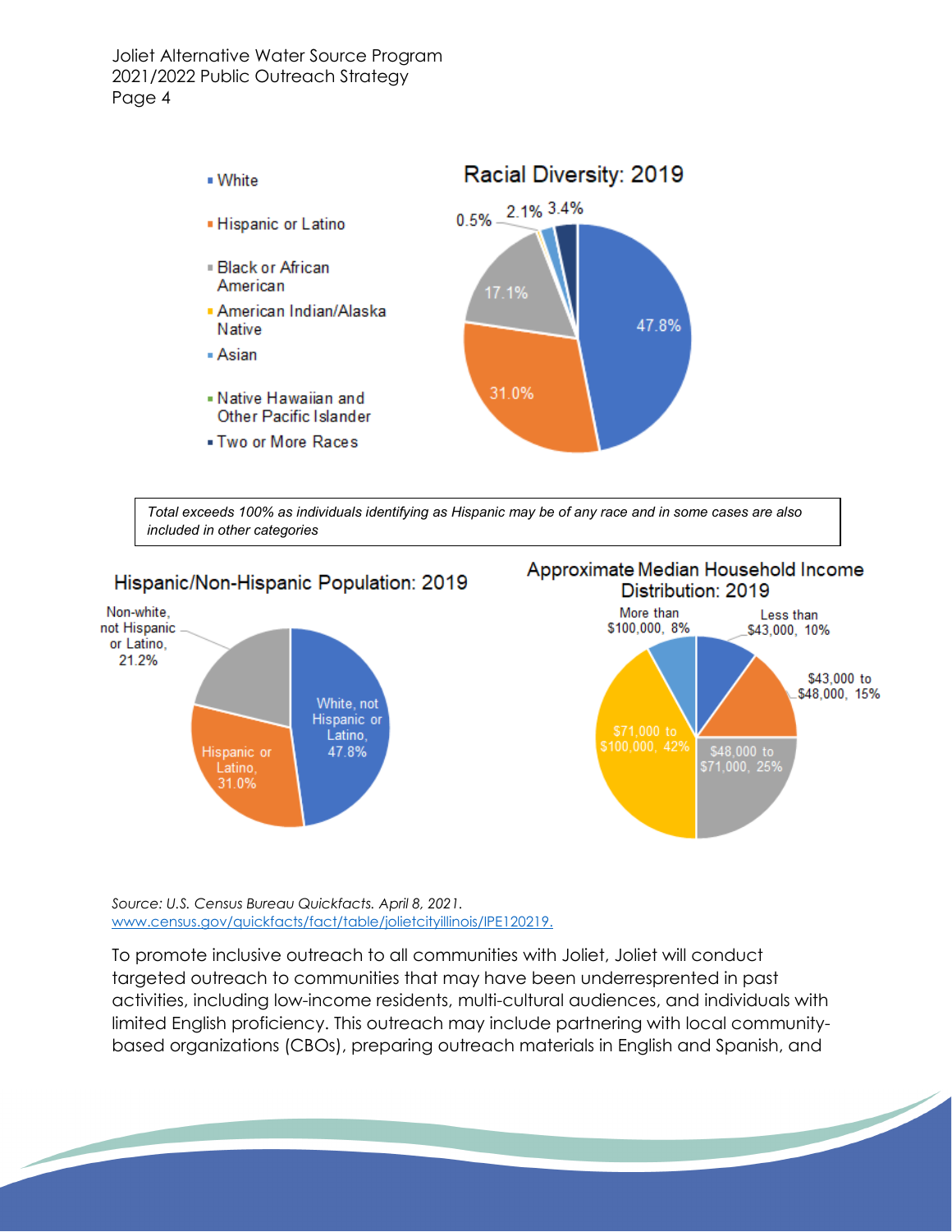## Racial Diversity: 2019

- White: 47.8%
- Hispanic or Latino: 31.0%
- Black or African American: 17.1%
- American Indian/Alaska Native: 0.5%
- Asian: 2.1%
- Native Hawaiian and Other Pacific Islander
- Two or More Races: 3.4%

*Total exceeds 100% as individuals identifying as Hispanic may be of any race and in some cases are also included in other categories*

## Hispanic/Non-Hispanic Population: 2019

- White, not Hispanic or Latino, 47.8%
- Hispanic or Latino, 31.0%
- Non-white, not Hispanic or Latino, 21.2%

## Approximate Median Household Income Distribution: 2019

- Less than $43,000, 10%
- $43,000 to $48,000, 15%
- $48,000 to $71,000, 25%
- $71,000 to $100,000, 42%
- More than $100,000, 8%

*Source: U.S. Census Bureau Quickfacts. April 8, 2021.* www.census.gov/quickfacts/fact/table/jolietcityillinois/IPE120219.

To promote inclusive outreach to all communities with Joliet, Joliet will conduct targeted outreach to communities that may have been underresprented in past activities, including low-income residents, multi-cultural audiences, and individuals with limited English proficiency. This outreach may include partnering with local community-based organizations (CBOs), preparing outreach materials in English and Spanish, and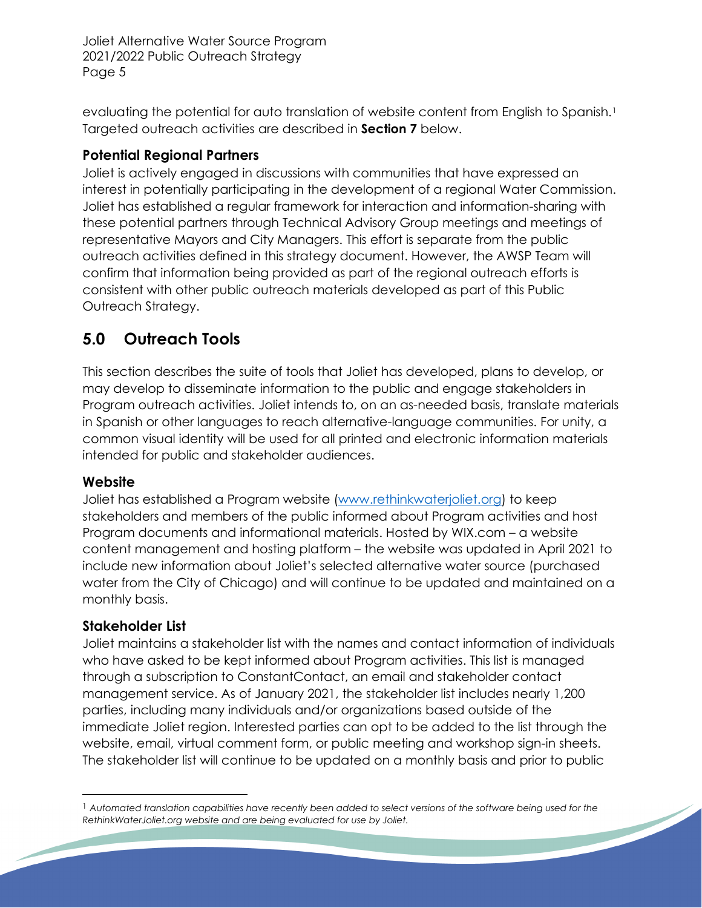evaluating the potential for auto translation of website content from English to Spanish.[1] Targeted outreach activities are described in **Section 7** below.

### Potential Regional Partners

Joliet is actively engaged in discussions with communities that have expressed an interest in potentially participating in the development of a regional Water Commission. Joliet has established a regular framework for interaction and information-sharing with these potential partners through Technical Advisory Group meetings and meetings of representative Mayors and City Managers. This effort is separate from the public outreach activities defined in this strategy document. However, the AWSP Team will confirm that information being provided as part of the regional outreach efforts is consistent with other public outreach materials developed as part of this Public Outreach Strategy.

## 5.0 Outreach Tools

This section describes the suite of tools that Joliet has developed, plans to develop, or may develop to disseminate information to the public and engage stakeholders in Program outreach activities. Joliet intends to, on an as-needed basis, translate materials in Spanish or other languages to reach alternative-language communities. For unity, a common visual identity will be used for all printed and electronic information materials intended for public and stakeholder audiences.

### Website

Joliet has established a Program website (www.rethinkwaterjoliet.org) to keep stakeholders and members of the public informed about Program activities and host Program documents and informational materials. Hosted by WIX.com – a website content management and hosting platform – the website was updated in April 2021 to include new information about Joliet's selected alternative water source (purchased water from the City of Chicago) and will continue to be updated and maintained on a monthly basis.

### Stakeholder List

Joliet maintains a stakeholder list with the names and contact information of individuals who have asked to be kept informed about Program activities. This list is managed through a subscription to ConstantContact, an email and stakeholder contact management service. As of January 2021, the stakeholder list includes nearly 1,200 parties, including many individuals and/or organizations based outside of the immediate Joliet region. Interested parties can opt to be added to the list through the website, email, virtual comment form, or public meeting and workshop sign-in sheets. The stakeholder list will continue to be updated on a monthly basis and prior to public

---

[1] *Automated translation capabilities have recently been added to select versions of the software being used for the RethinkWaterJoliet.org website and are being evaluated for use by Joliet.*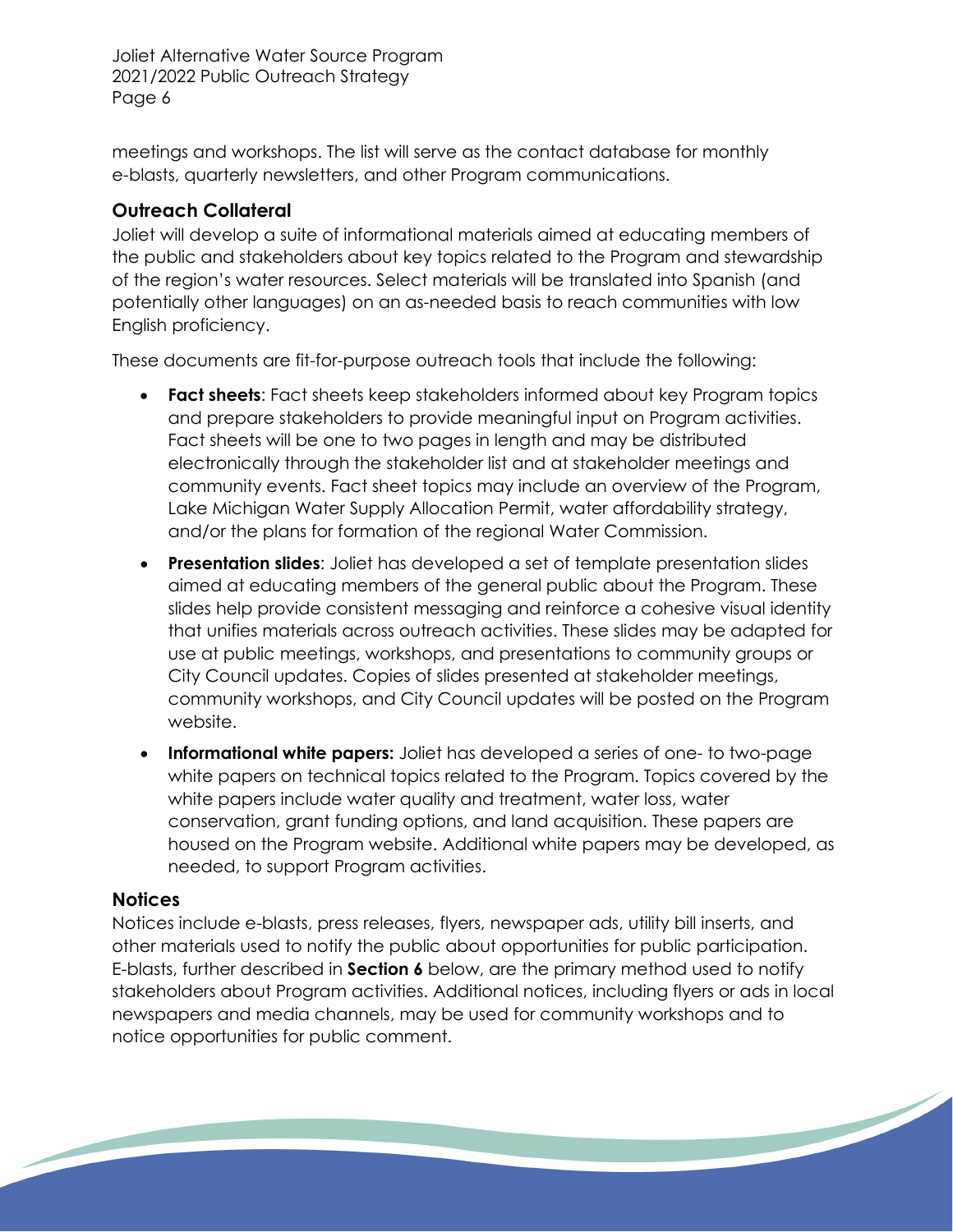meetings and workshops. The list will serve as the contact database for monthly e-blasts, quarterly newsletters, and other Program communications.

### Outreach Collateral

Joliet will develop a suite of informational materials aimed at educating members of the public and stakeholders about key topics related to the Program and stewardship of the region's water resources. Select materials will be translated into Spanish (and potentially other languages) on an as-needed basis to reach communities with low English proficiency.

These documents are fit-for-purpose outreach tools that include the following:

- **Fact sheets**: Fact sheets keep stakeholders informed about key Program topics and prepare stakeholders to provide meaningful input on Program activities. Fact sheets will be one to two pages in length and may be distributed electronically through the stakeholder list and at stakeholder meetings and community events. Fact sheet topics may include an overview of the Program, Lake Michigan Water Supply Allocation Permit, water affordability strategy, and/or the plans for formation of the regional Water Commission.
- **Presentation slides**: Joliet has developed a set of template presentation slides aimed at educating members of the general public about the Program. These slides help provide consistent messaging and reinforce a cohesive visual identity that unifies materials across outreach activities. These slides may be adapted for use at public meetings, workshops, and presentations to community groups or City Council updates. Copies of slides presented at stakeholder meetings, community workshops, and City Council updates will be posted on the Program website.
- **Informational white papers:** Joliet has developed a series of one- to two-page white papers on technical topics related to the Program. Topics covered by the white papers include water quality and treatment, water loss, water conservation, grant funding options, and land acquisition. These papers are housed on the Program website. Additional white papers may be developed, as needed, to support Program activities.

### Notices

Notices include e-blasts, press releases, flyers, newspaper ads, utility bill inserts, and other materials used to notify the public about opportunities for public participation. E-blasts, further described in **Section 6** below, are the primary method used to notify stakeholders about Program activities. Additional notices, including flyers or ads in local newspapers and media channels, may be used for community workshops and to notice opportunities for public comment.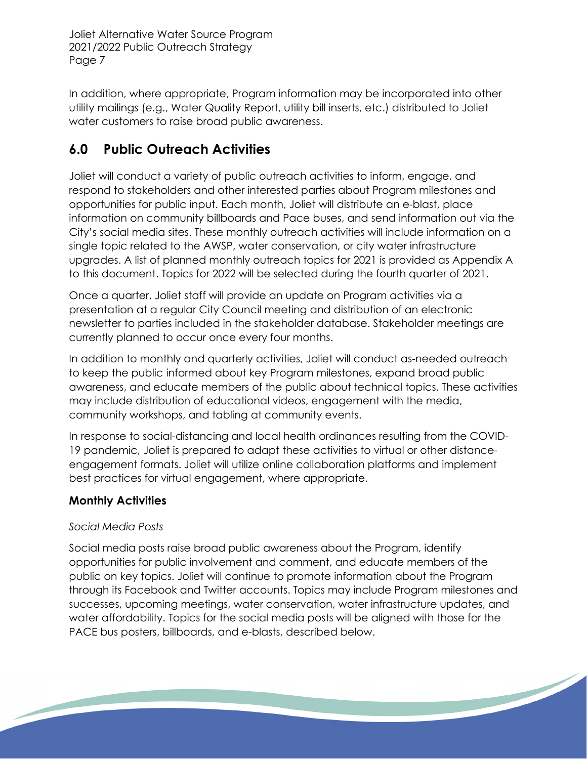In addition, where appropriate, Program information may be incorporated into other utility mailings (e.g., Water Quality Report, utility bill inserts, etc.) distributed to Joliet water customers to raise broad public awareness.

## 6.0 Public Outreach Activities

Joliet will conduct a variety of public outreach activities to inform, engage, and respond to stakeholders and other interested parties about Program milestones and opportunities for public input. Each month, Joliet will distribute an e-blast, place information on community billboards and Pace buses, and send information out via the City's social media sites. These monthly outreach activities will include information on a single topic related to the AWSP, water conservation, or city water infrastructure upgrades. A list of planned monthly outreach topics for 2021 is provided as Appendix A to this document. Topics for 2022 will be selected during the fourth quarter of 2021.

Once a quarter, Joliet staff will provide an update on Program activities via a presentation at a regular City Council meeting and distribution of an electronic newsletter to parties included in the stakeholder database. Stakeholder meetings are currently planned to occur once every four months.

In addition to monthly and quarterly activities, Joliet will conduct as-needed outreach to keep the public informed about key Program milestones, expand broad public awareness, and educate members of the public about technical topics. These activities may include distribution of educational videos, engagement with the media, community workshops, and tabling at community events.

In response to social-distancing and local health ordinances resulting from the COVID-19 pandemic, Joliet is prepared to adapt these activities to virtual or other distance-engagement formats. Joliet will utilize online collaboration platforms and implement best practices for virtual engagement, where appropriate.

### Monthly Activities

*Social Media Posts*

Social media posts raise broad public awareness about the Program, identify opportunities for public involvement and comment, and educate members of the public on key topics. Joliet will continue to promote information about the Program through its Facebook and Twitter accounts. Topics may include Program milestones and successes, upcoming meetings, water conservation, water infrastructure updates, and water affordability. Topics for the social media posts will be aligned with those for the PACE bus posters, billboards, and e-blasts, described below.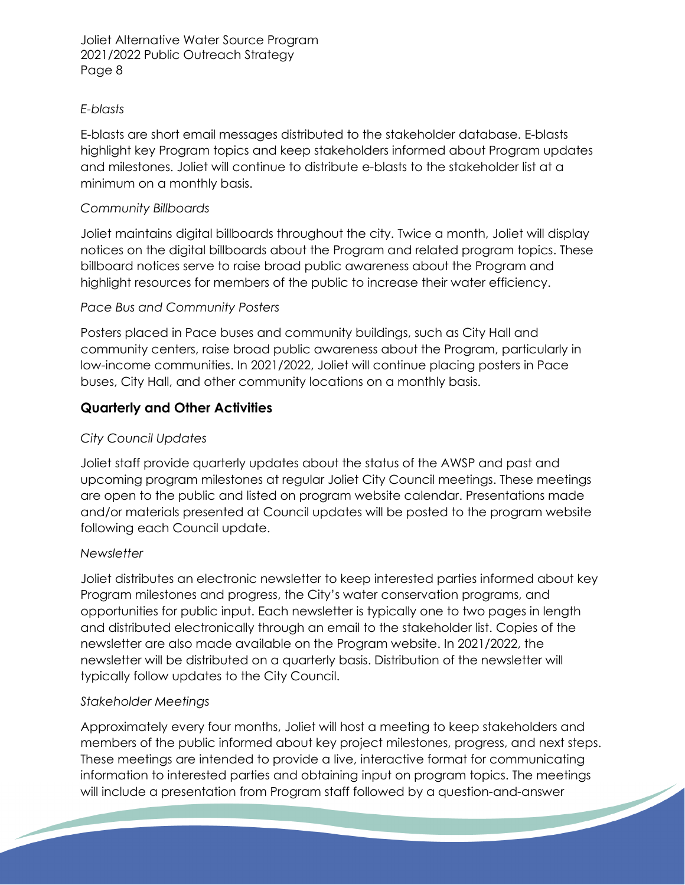*E-blasts*

E-blasts are short email messages distributed to the stakeholder database. E-blasts highlight key Program topics and keep stakeholders informed about Program updates and milestones. Joliet will continue to distribute e-blasts to the stakeholder list at a minimum on a monthly basis.

*Community Billboards*

Joliet maintains digital billboards throughout the city. Twice a month, Joliet will display notices on the digital billboards about the Program and related program topics. These billboard notices serve to raise broad public awareness about the Program and highlight resources for members of the public to increase their water efficiency.

*Pace Bus and Community Posters*

Posters placed in Pace buses and community buildings, such as City Hall and community centers, raise broad public awareness about the Program, particularly in low-income communities. In 2021/2022, Joliet will continue placing posters in Pace buses, City Hall, and other community locations on a monthly basis.

## Quarterly and Other Activities

*City Council Updates*

Joliet staff provide quarterly updates about the status of the AWSP and past and upcoming program milestones at regular Joliet City Council meetings. These meetings are open to the public and listed on program website calendar. Presentations made and/or materials presented at Council updates will be posted to the program website following each Council update.

*Newsletter*

Joliet distributes an electronic newsletter to keep interested parties informed about key Program milestones and progress, the City's water conservation programs, and opportunities for public input. Each newsletter is typically one to two pages in length and distributed electronically through an email to the stakeholder list. Copies of the newsletter are also made available on the Program website. In 2021/2022, the newsletter will be distributed on a quarterly basis. Distribution of the newsletter will typically follow updates to the City Council.

*Stakeholder Meetings*

Approximately every four months, Joliet will host a meeting to keep stakeholders and members of the public informed about key project milestones, progress, and next steps. These meetings are intended to provide a live, interactive format for communicating information to interested parties and obtaining input on program topics. The meetings will include a presentation from Program staff followed by a question-and-answer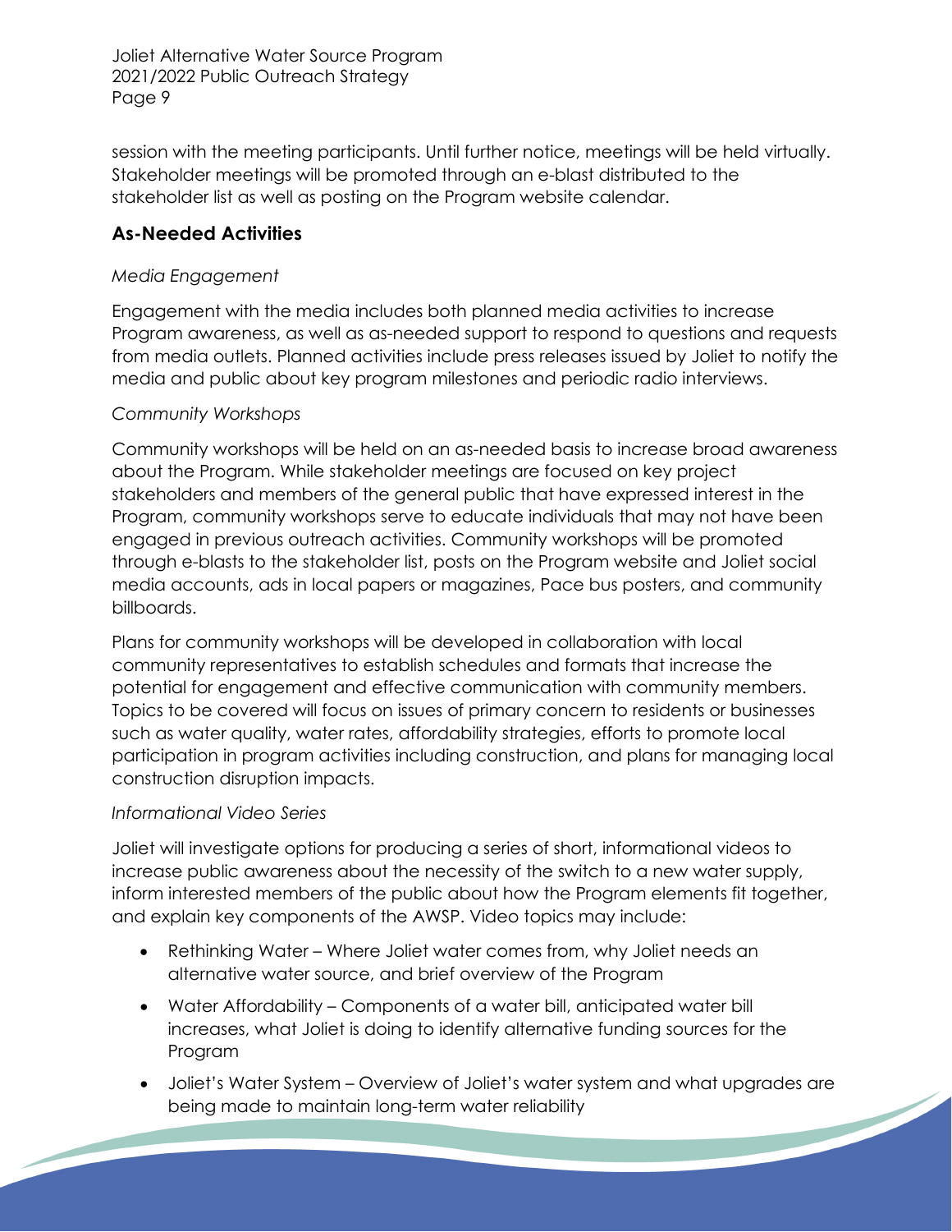session with the meeting participants. Until further notice, meetings will be held virtually. Stakeholder meetings will be promoted through an e-blast distributed to the stakeholder list as well as posting on the Program website calendar.

## As-Needed Activities

*Media Engagement*

Engagement with the media includes both planned media activities to increase Program awareness, as well as as-needed support to respond to questions and requests from media outlets. Planned activities include press releases issued by Joliet to notify the media and public about key program milestones and periodic radio interviews.

*Community Workshops*

Community workshops will be held on an as-needed basis to increase broad awareness about the Program. While stakeholder meetings are focused on key project stakeholders and members of the general public that have expressed interest in the Program, community workshops serve to educate individuals that may not have been engaged in previous outreach activities. Community workshops will be promoted through e-blasts to the stakeholder list, posts on the Program website and Joliet social media accounts, ads in local papers or magazines, Pace bus posters, and community billboards.

Plans for community workshops will be developed in collaboration with local community representatives to establish schedules and formats that increase the potential for engagement and effective communication with community members. Topics to be covered will focus on issues of primary concern to residents or businesses such as water quality, water rates, affordability strategies, efforts to promote local participation in program activities including construction, and plans for managing local construction disruption impacts.

*Informational Video Series*

Joliet will investigate options for producing a series of short, informational videos to increase public awareness about the necessity of the switch to a new water supply, inform interested members of the public about how the Program elements fit together, and explain key components of the AWSP. Video topics may include:

- Rethinking Water – Where Joliet water comes from, why Joliet needs an alternative water source, and brief overview of the Program
- Water Affordability – Components of a water bill, anticipated water bill increases, what Joliet is doing to identify alternative funding sources for the Program
- Joliet's Water System – Overview of Joliet's water system and what upgrades are being made to maintain long-term water reliability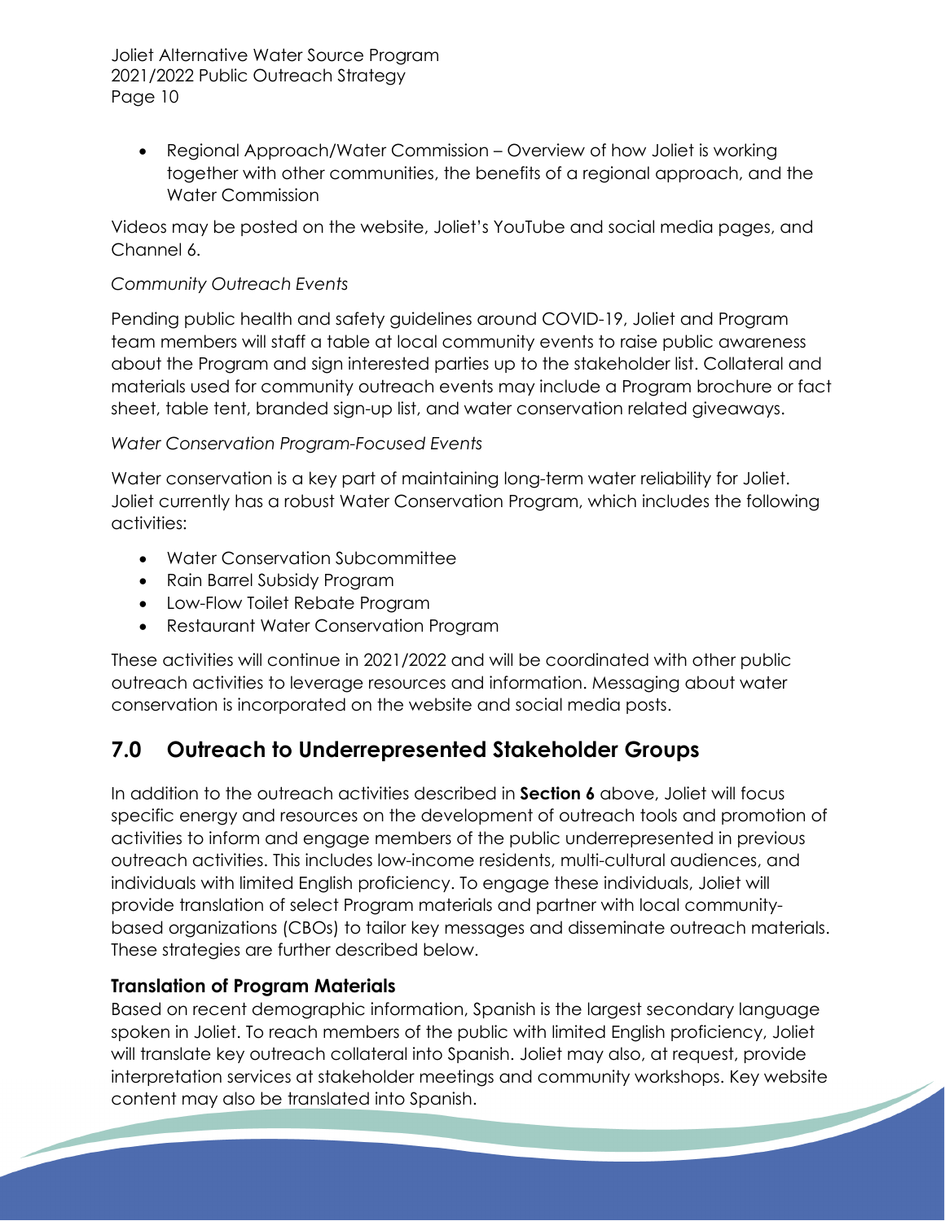- Regional Approach/Water Commission – Overview of how Joliet is working together with other communities, the benefits of a regional approach, and the Water Commission

Videos may be posted on the website, Joliet's YouTube and social media pages, and Channel 6.

*Community Outreach Events*

Pending public health and safety guidelines around COVID-19, Joliet and Program team members will staff a table at local community events to raise public awareness about the Program and sign interested parties up to the stakeholder list. Collateral and materials used for community outreach events may include a Program brochure or fact sheet, table tent, branded sign-up list, and water conservation related giveaways.

*Water Conservation Program-Focused Events*

Water conservation is a key part of maintaining long-term water reliability for Joliet. Joliet currently has a robust Water Conservation Program, which includes the following activities:

- Water Conservation Subcommittee
- Rain Barrel Subsidy Program
- Low-Flow Toilet Rebate Program
- Restaurant Water Conservation Program

These activities will continue in 2021/2022 and will be coordinated with other public outreach activities to leverage resources and information. Messaging about water conservation is incorporated on the website and social media posts.

## 7.0 Outreach to Underrepresented Stakeholder Groups

In addition to the outreach activities described in **Section 6** above, Joliet will focus specific energy and resources on the development of outreach tools and promotion of activities to inform and engage members of the public underrepresented in previous outreach activities. This includes low-income residents, multi-cultural audiences, and individuals with limited English proficiency. To engage these individuals, Joliet will provide translation of select Program materials and partner with local community-based organizations (CBOs) to tailor key messages and disseminate outreach materials. These strategies are further described below.

### Translation of Program Materials

Based on recent demographic information, Spanish is the largest secondary language spoken in Joliet. To reach members of the public with limited English proficiency, Joliet will translate key outreach collateral into Spanish. Joliet may also, at request, provide interpretation services at stakeholder meetings and community workshops. Key website content may also be translated into Spanish.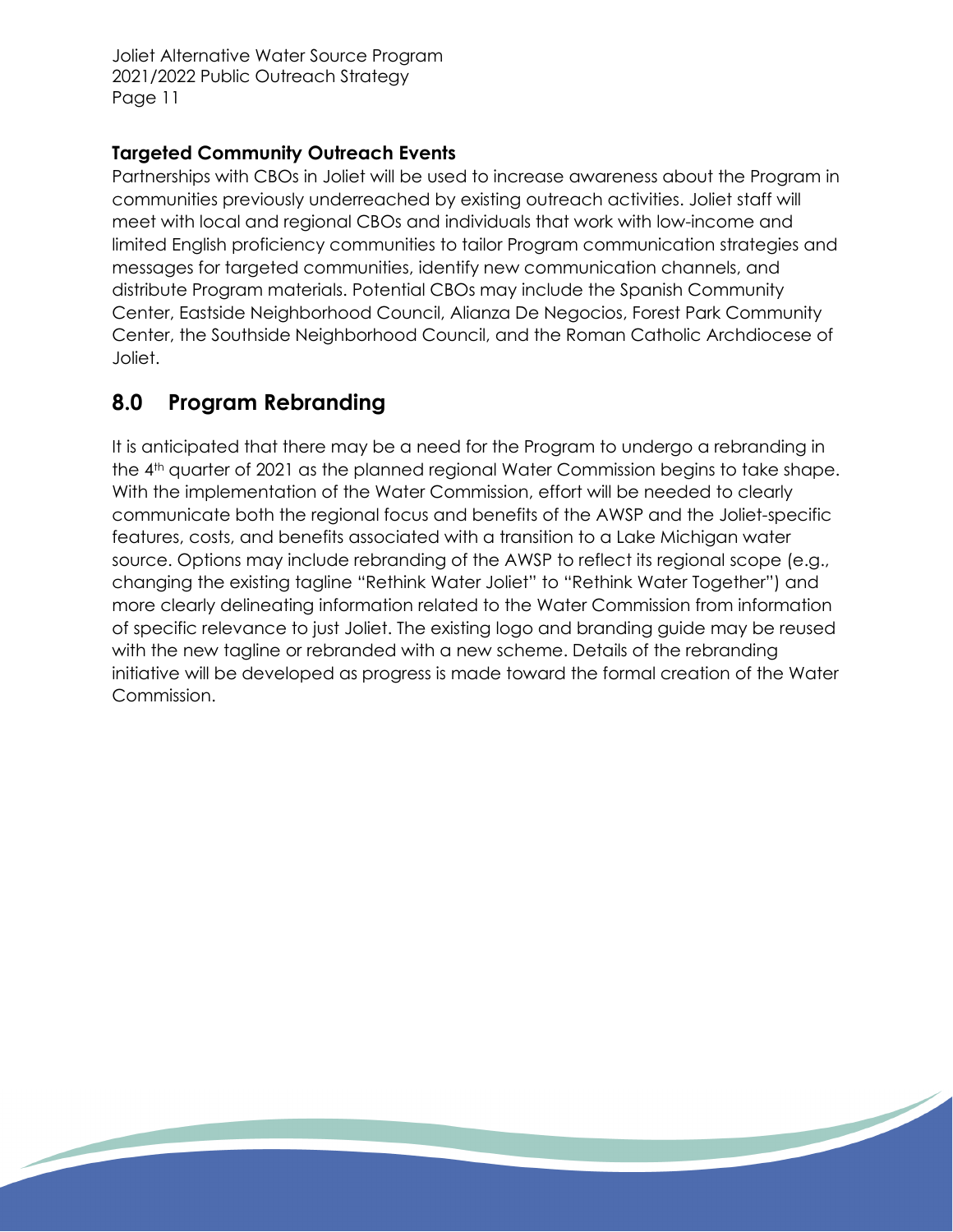### Targeted Community Outreach Events

Partnerships with CBOs in Joliet will be used to increase awareness about the Program in communities previously underreached by existing outreach activities. Joliet staff will meet with local and regional CBOs and individuals that work with low-income and limited English proficiency communities to tailor Program communication strategies and messages for targeted communities, identify new communication channels, and distribute Program materials. Potential CBOs may include the Spanish Community Center, Eastside Neighborhood Council, Alianza De Negocios, Forest Park Community Center, the Southside Neighborhood Council, and the Roman Catholic Archdiocese of Joliet.

## 8.0 Program Rebranding

It is anticipated that there may be a need for the Program to undergo a rebranding in the 4th quarter of 2021 as the planned regional Water Commission begins to take shape. With the implementation of the Water Commission, effort will be needed to clearly communicate both the regional focus and benefits of the AWSP and the Joliet-specific features, costs, and benefits associated with a transition to a Lake Michigan water source. Options may include rebranding of the AWSP to reflect its regional scope (e.g., changing the existing tagline "Rethink Water Joliet" to "Rethink Water Together") and more clearly delineating information related to the Water Commission from information of specific relevance to just Joliet. The existing logo and branding guide may be reused with the new tagline or rebranded with a new scheme. Details of the rebranding initiative will be developed as progress is made toward the formal creation of the Water Commission.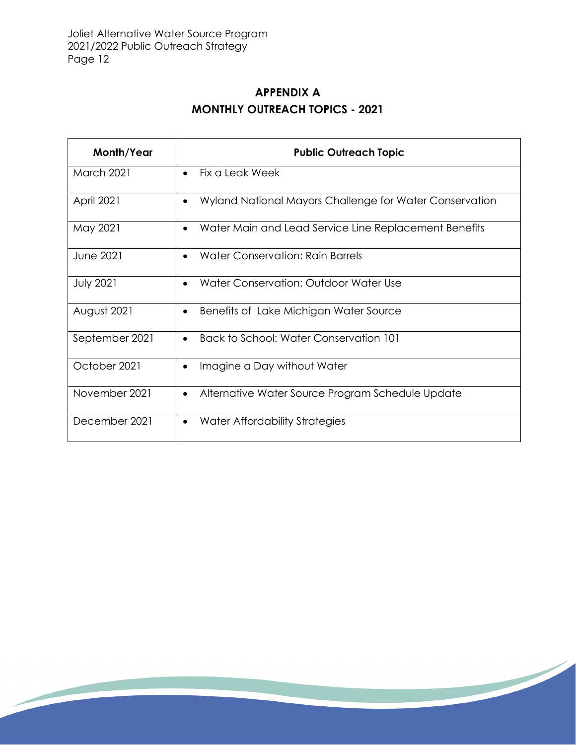## APPENDIX A

## MONTHLY OUTREACH TOPICS - 2021

| Month/Year | Public Outreach Topic |
| --- | --- |
| March 2021 | • Fix a Leak Week |
| April 2021 | • Wyland National Mayors Challenge for Water Conservation |
| May 2021 | • Water Main and Lead Service Line Replacement Benefits |
| June 2021 | • Water Conservation: Rain Barrels |
| July 2021 | • Water Conservation: Outdoor Water Use |
| August 2021 | • Benefits of Lake Michigan Water Source |
| September 2021 | • Back to School: Water Conservation 101 |
| October 2021 | • Imagine a Day without Water |
| November 2021 | • Alternative Water Source Program Schedule Update |
| December 2021 | • Water Affordability Strategies |